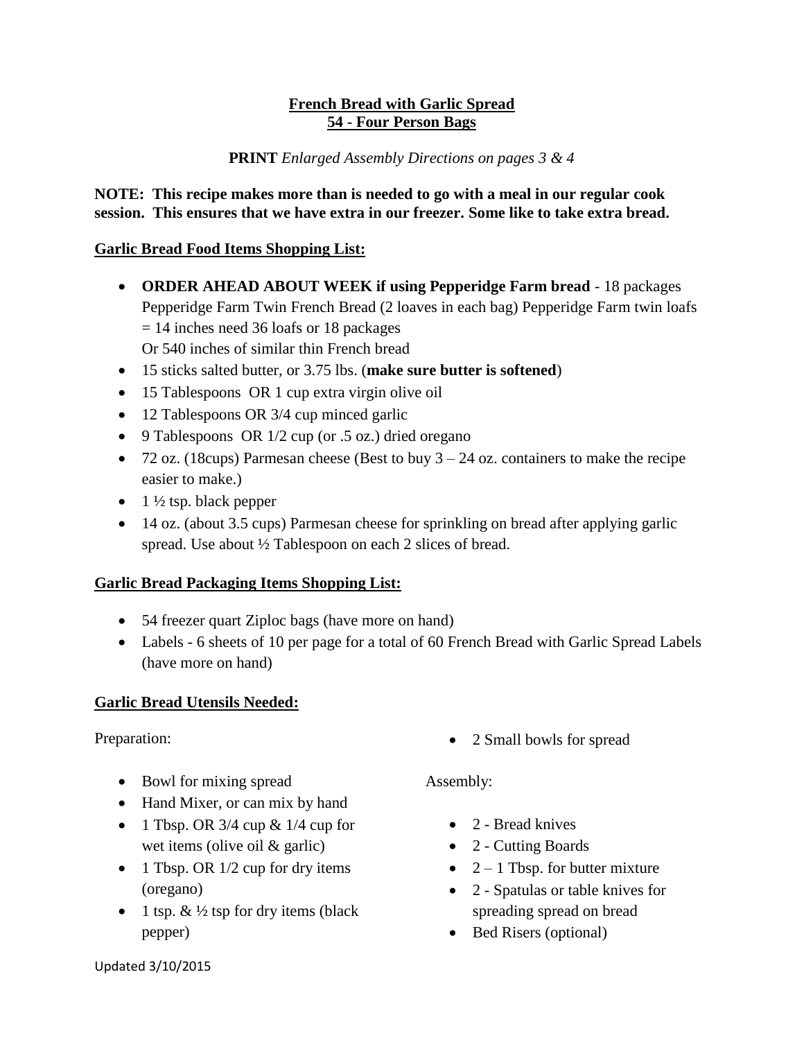**French Bread with Garlic Spread**
**54 - Four Person Bags**

**PRINT** *Enlarged Assembly Directions on pages 3 & 4*

**NOTE: This recipe makes more than is needed to go with a meal in our regular cook session. This ensures that we have extra in our freezer. Some like to take extra bread.**

**Garlic Bread Food Items Shopping List:**

- **ORDER AHEAD ABOUT WEEK if using Pepperidge Farm bread** - 18 packages Pepperidge Farm Twin French Bread (2 loaves in each bag) Pepperidge Farm twin loafs = 14 inches need 36 loafs or 18 packages
  Or 540 inches of similar thin French bread
- 15 sticks salted butter, or 3.75 lbs. (**make sure butter is softened**)
- 15 Tablespoons OR 1 cup extra virgin olive oil
- 12 Tablespoons OR 3/4 cup minced garlic
- 9 Tablespoons OR 1/2 cup (or .5 oz.) dried oregano
- 72 oz. (18cups) Parmesan cheese (Best to buy 3 – 24 oz. containers to make the recipe easier to make.)
- 1 ½ tsp. black pepper
- 14 oz. (about 3.5 cups) Parmesan cheese for sprinkling on bread after applying garlic spread. Use about ½ Tablespoon on each 2 slices of bread.

**Garlic Bread Packaging Items Shopping List:**

- 54 freezer quart Ziploc bags (have more on hand)
- Labels - 6 sheets of 10 per page for a total of 60 French Bread with Garlic Spread Labels (have more on hand)

**Garlic Bread Utensils Needed:**

Preparation:

- Bowl for mixing spread
- Hand Mixer, or can mix by hand
- 1 Tbsp. OR 3/4 cup & 1/4 cup for wet items (olive oil & garlic)
- 1 Tbsp. OR 1/2 cup for dry items (oregano)
- 1 tsp. & ½ tsp for dry items (black pepper)
- 2 Small bowls for spread

Assembly:

- 2 - Bread knives
- 2 - Cutting Boards
- 2 – 1 Tbsp. for butter mixture
- 2 - Spatulas or table knives for spreading spread on bread
- Bed Risers (optional)

Updated 3/10/2015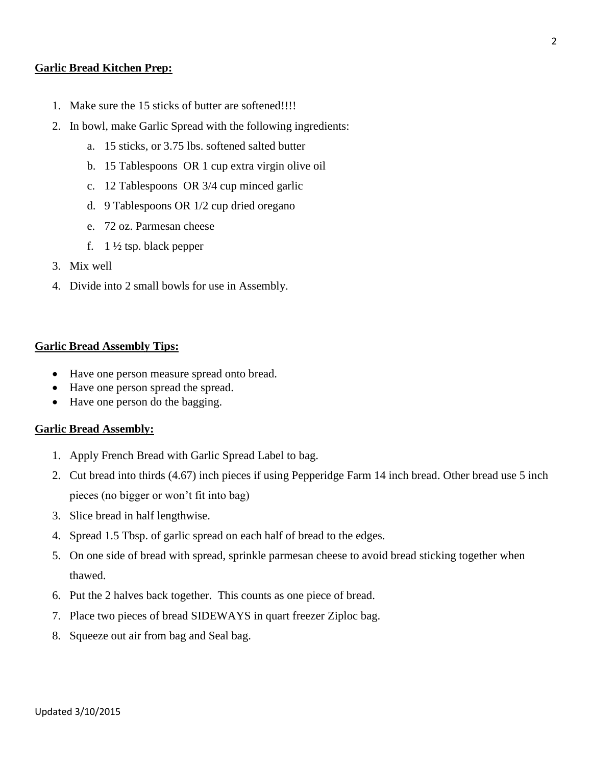**Garlic Bread Kitchen Prep:**

1. Make sure the 15 sticks of butter are softened!!!!
2. In bowl, make Garlic Spread with the following ingredients:
   a. 15 sticks, or 3.75 lbs. softened salted butter
   b. 15 Tablespoons OR 1 cup extra virgin olive oil
   c. 12 Tablespoons OR 3/4 cup minced garlic
   d. 9 Tablespoons OR 1/2 cup dried oregano
   e. 72 oz. Parmesan cheese
   f. 1 ½ tsp. black pepper
3. Mix well
4. Divide into 2 small bowls for use in Assembly.

**Garlic Bread Assembly Tips:**

- Have one person measure spread onto bread.
- Have one person spread the spread.
- Have one person do the bagging.

**Garlic Bread Assembly:**

1. Apply French Bread with Garlic Spread Label to bag.
2. Cut bread into thirds (4.67) inch pieces if using Pepperidge Farm 14 inch bread. Other bread use 5 inch pieces (no bigger or won't fit into bag)
3. Slice bread in half lengthwise.
4. Spread 1.5 Tbsp. of garlic spread on each half of bread to the edges.
5. On one side of bread with spread, sprinkle parmesan cheese to avoid bread sticking together when thawed.
6. Put the 2 halves back together. This counts as one piece of bread.
7. Place two pieces of bread SIDEWAYS in quart freezer Ziploc bag.
8. Squeeze out air from bag and Seal bag.

Updated 3/10/2015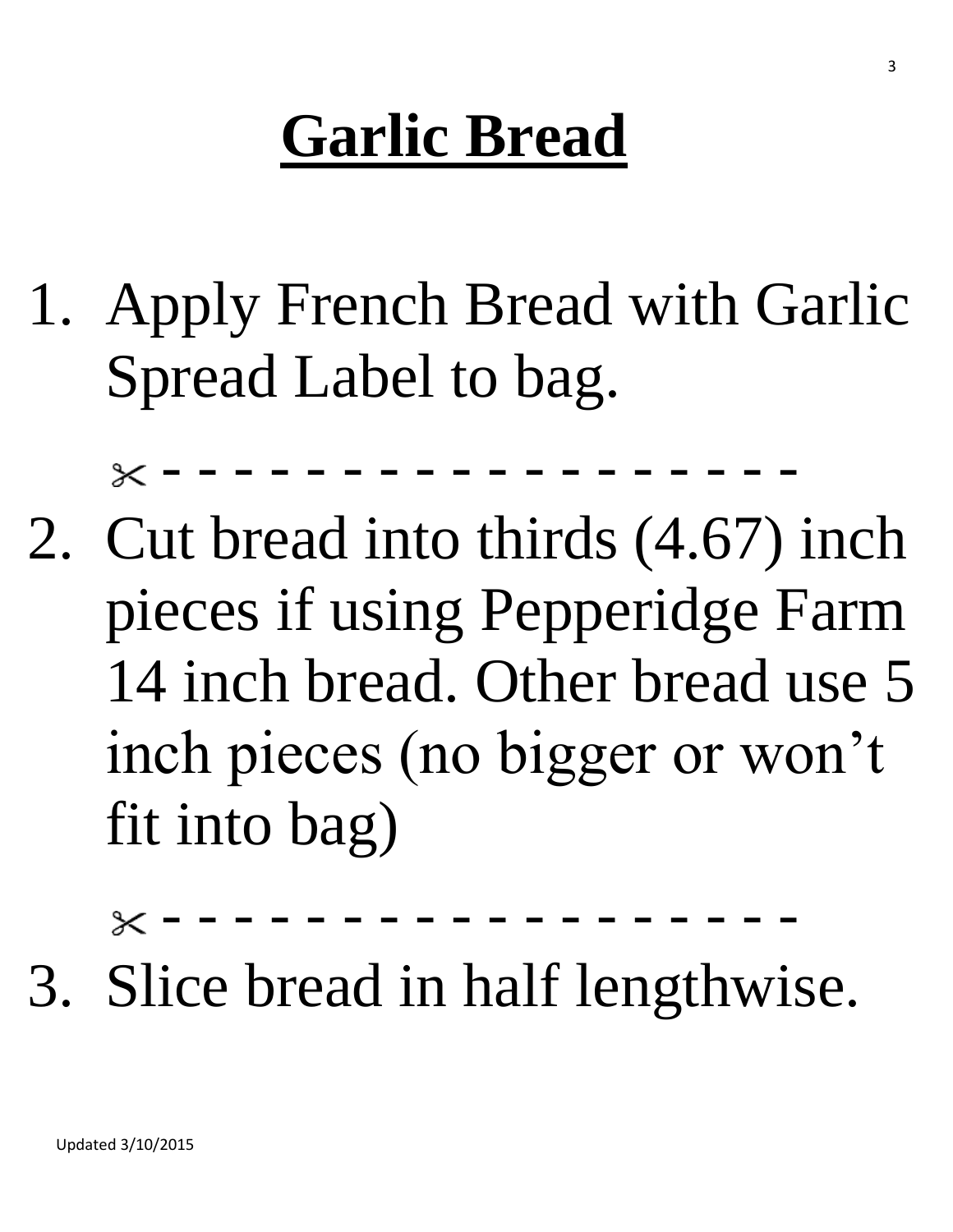# Garlic Bread

1. Apply French Bread with Garlic Spread Label to bag.

   ✂ - - - - - - - - - - - - - - - - - - - -

2. Cut bread into thirds (4.67) inch pieces if using Pepperidge Farm 14 inch bread. Other bread use 5 inch pieces (no bigger or won't fit into bag)

   ✂ - - - - - - - - - - - - - - - - - - - -

3. Slice bread in half lengthwise.

Updated 3/10/2015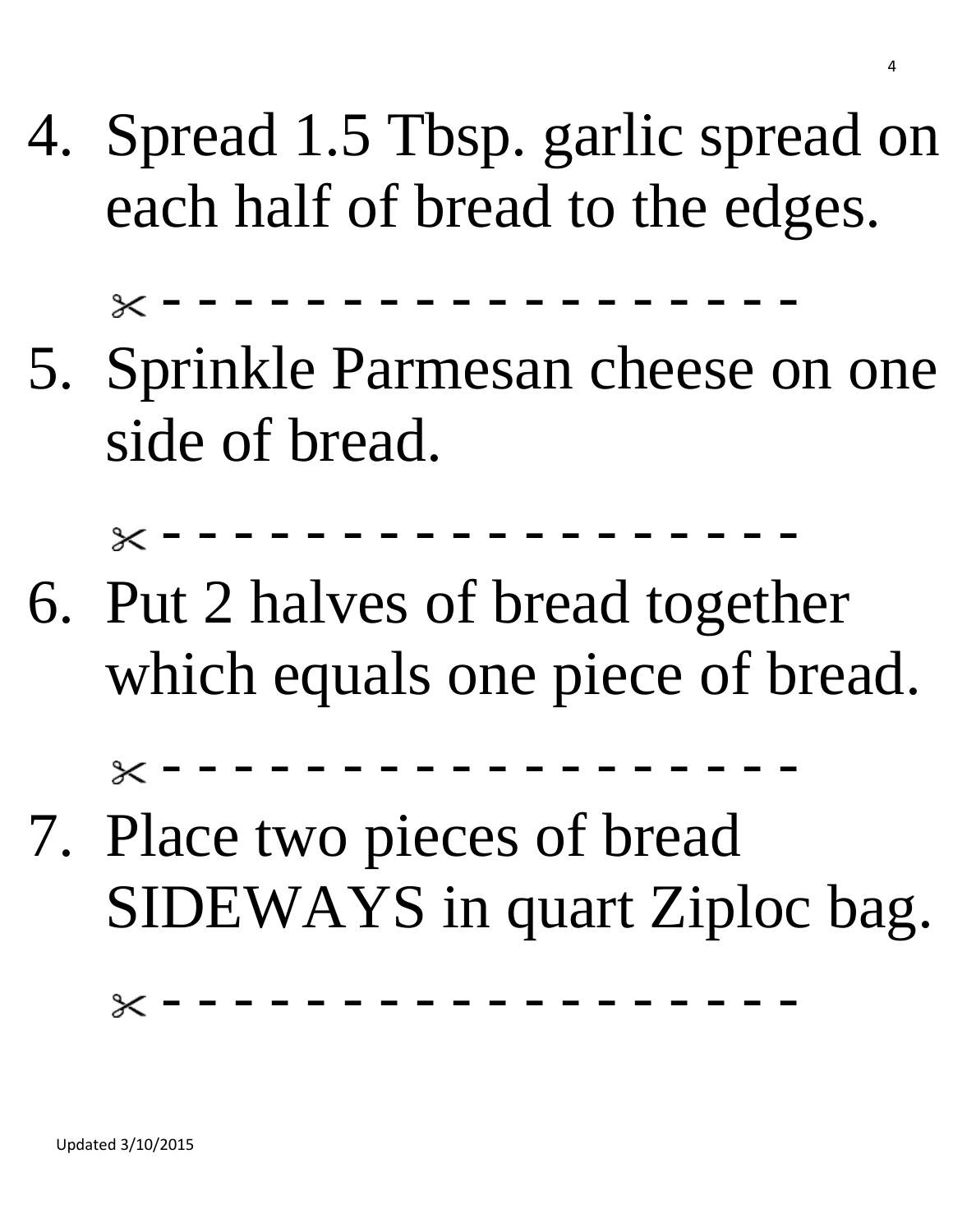4. Spread 1.5 Tbsp. garlic spread on each half of bread to the edges.

✂ - - - - - - - - - - - - - - - - - - - -

5. Sprinkle Parmesan cheese on one side of bread.

✂ - - - - - - - - - - - - - - - - - - - -

6. Put 2 halves of bread together which equals one piece of bread.

✂ - - - - - - - - - - - - - - - - - - - -

7. Place two pieces of bread SIDEWAYS in quart Ziploc bag.

✂ - - - - - - - - - - - - - - - - - - - -

Updated 3/10/2015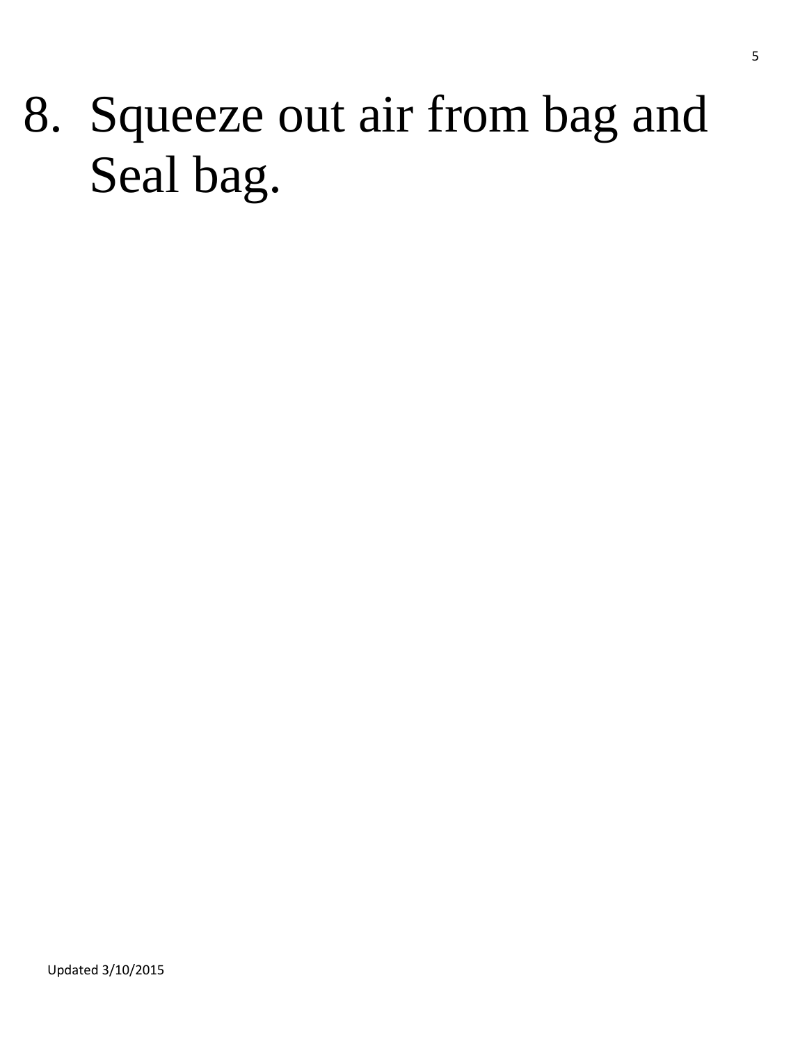8. Squeeze out air from bag and Seal bag.

Updated 3/10/2015